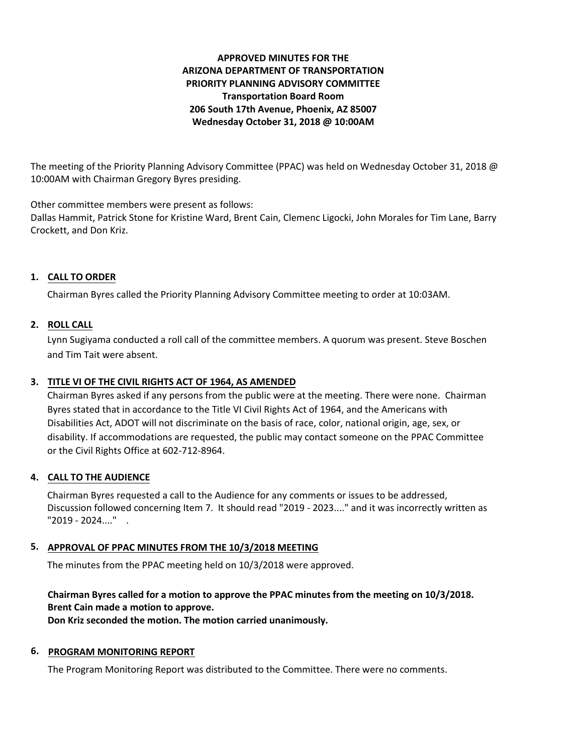# APPROVED MINUTES FOR THE
# ARIZONA DEPARTMENT OF TRANSPORTATION
# PRIORITY PLANNING ADVISORY COMMITTEE

**Transportation Board Room**
**206 South 17th Avenue, Phoenix, AZ 85007**
**Wednesday October 31, 2018 @ 10:00AM**

The meeting of the Priority Planning Advisory Committee (PPAC) was held on Wednesday October 31, 2018 @ 10:00AM with Chairman Gregory Byres presiding.

Other committee members were present as follows:
Dallas Hammit, Patrick Stone for Kristine Ward, Brent Cain, Clemenc Ligocki, John Morales for Tim Lane, Barry Crockett, and Don Kriz.

## 1. CALL TO ORDER

Chairman Byres called the Priority Planning Advisory Committee meeting to order at 10:03AM.

## 2. ROLL CALL

Lynn Sugiyama conducted a roll call of the committee members. A quorum was present. Steve Boschen and Tim Tait were absent.

## 3. TITLE VI OF THE CIVIL RIGHTS ACT OF 1964, AS AMENDED

Chairman Byres asked if any persons from the public were at the meeting. There were none. Chairman Byres stated that in accordance to the Title VI Civil Rights Act of 1964, and the Americans with Disabilities Act, ADOT will not discriminate on the basis of race, color, national origin, age, sex, or disability. If accommodations are requested, the public may contact someone on the PPAC Committee or the Civil Rights Office at 602-712-8964.

## 4. CALL TO THE AUDIENCE

Chairman Byres requested a call to the Audience for any comments or issues to be addressed, Discussion followed concerning Item 7. It should read "2019 - 2023...." and it was incorrectly written as "2019 - 2024...." .

## 5. APPROVAL OF PPAC MINUTES FROM THE 10/3/2018 MEETING

The minutes from the PPAC meeting held on 10/3/2018 were approved.

**Chairman Byres called for a motion to approve the PPAC minutes from the meeting on 10/3/2018.**
**Brent Cain made a motion to approve.**
**Don Kriz seconded the motion. The motion carried unanimously.**

## 6. PROGRAM MONITORING REPORT

The Program Monitoring Report was distributed to the Committee. There were no comments.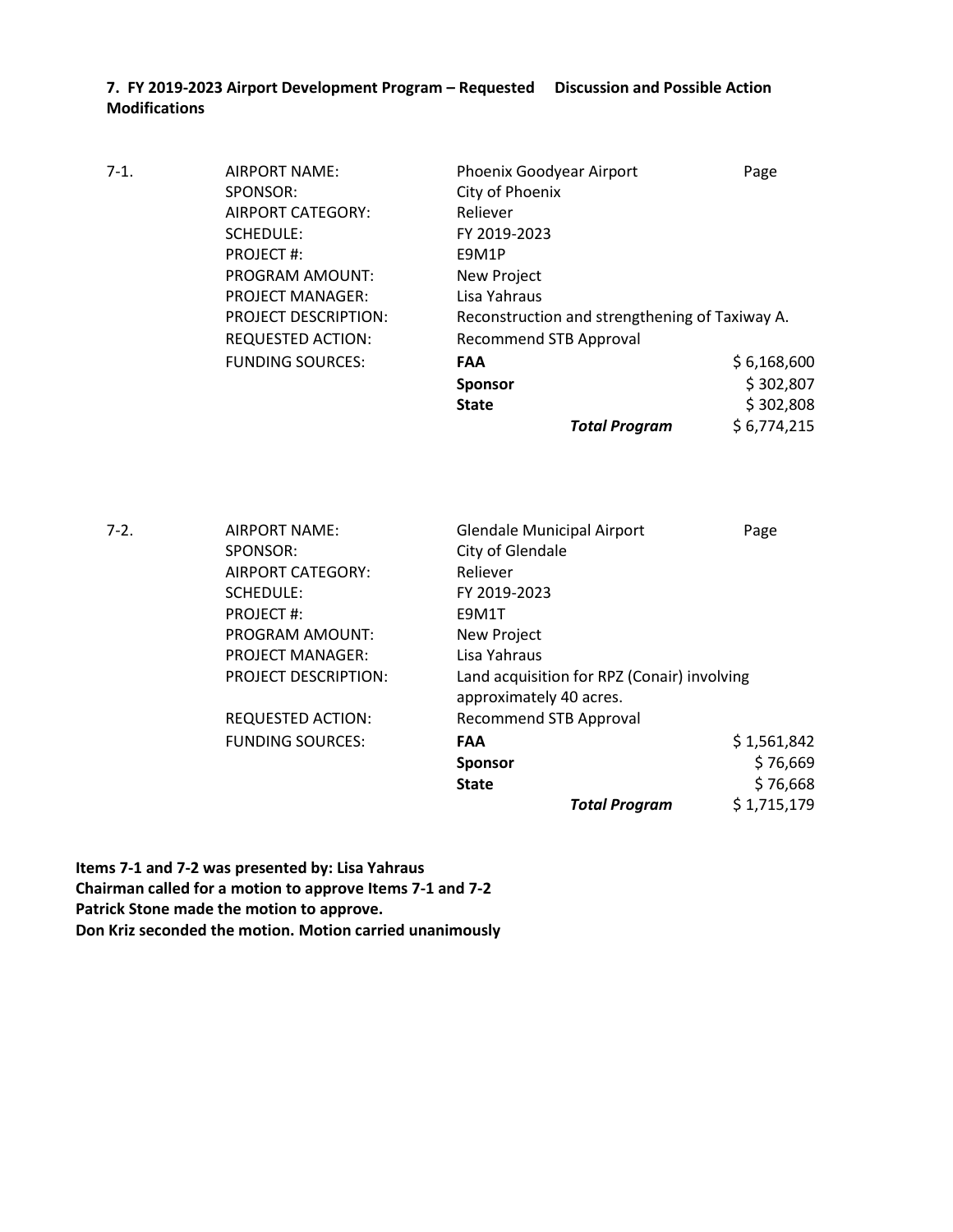**7. FY 2019-2023 Airport Development Program – Requested Modifications** **Discussion and Possible Action**

| 7-1. | AIRPORT NAME: | Phoenix Goodyear Airport | Page |
|---|---|---|---|
| | SPONSOR: | City of Phoenix | |
| | AIRPORT CATEGORY: | Reliever | |
| | SCHEDULE: | FY 2019-2023 | |
| | PROJECT #: | E9M1P | |
| | PROGRAM AMOUNT: | New Project | |
| | PROJECT MANAGER: | Lisa Yahraus | |
| | PROJECT DESCRIPTION: | Reconstruction and strengthening of Taxiway A. | |
| | REQUESTED ACTION: | Recommend STB Approval | |
| | FUNDING SOURCES: | **FAA** | $ 6,168,600 |
| | | **Sponsor** | $ 302,807 |
| | | **State** | $ 302,808 |
| | | ***Total Program*** | $ 6,774,215 |

| 7-2. | AIRPORT NAME: | Glendale Municipal Airport | Page |
|---|---|---|---|
| | SPONSOR: | City of Glendale | |
| | AIRPORT CATEGORY: | Reliever | |
| | SCHEDULE: | FY 2019-2023 | |
| | PROJECT #: | E9M1T | |
| | PROGRAM AMOUNT: | New Project | |
| | PROJECT MANAGER: | Lisa Yahraus | |
| | PROJECT DESCRIPTION: | Land acquisition for RPZ (Conair) involving approximately 40 acres. | |
| | REQUESTED ACTION: | Recommend STB Approval | |
| | FUNDING SOURCES: | **FAA** | $ 1,561,842 |
| | | **Sponsor** | $ 76,669 |
| | | **State** | $ 76,668 |
| | | ***Total Program*** | $ 1,715,179 |

**Items 7-1 and 7-2 was presented by: Lisa Yahraus**
**Chairman called for a motion to approve Items 7-1 and 7-2**
**Patrick Stone made the motion to approve.**
**Don Kriz seconded the motion. Motion carried unanimously**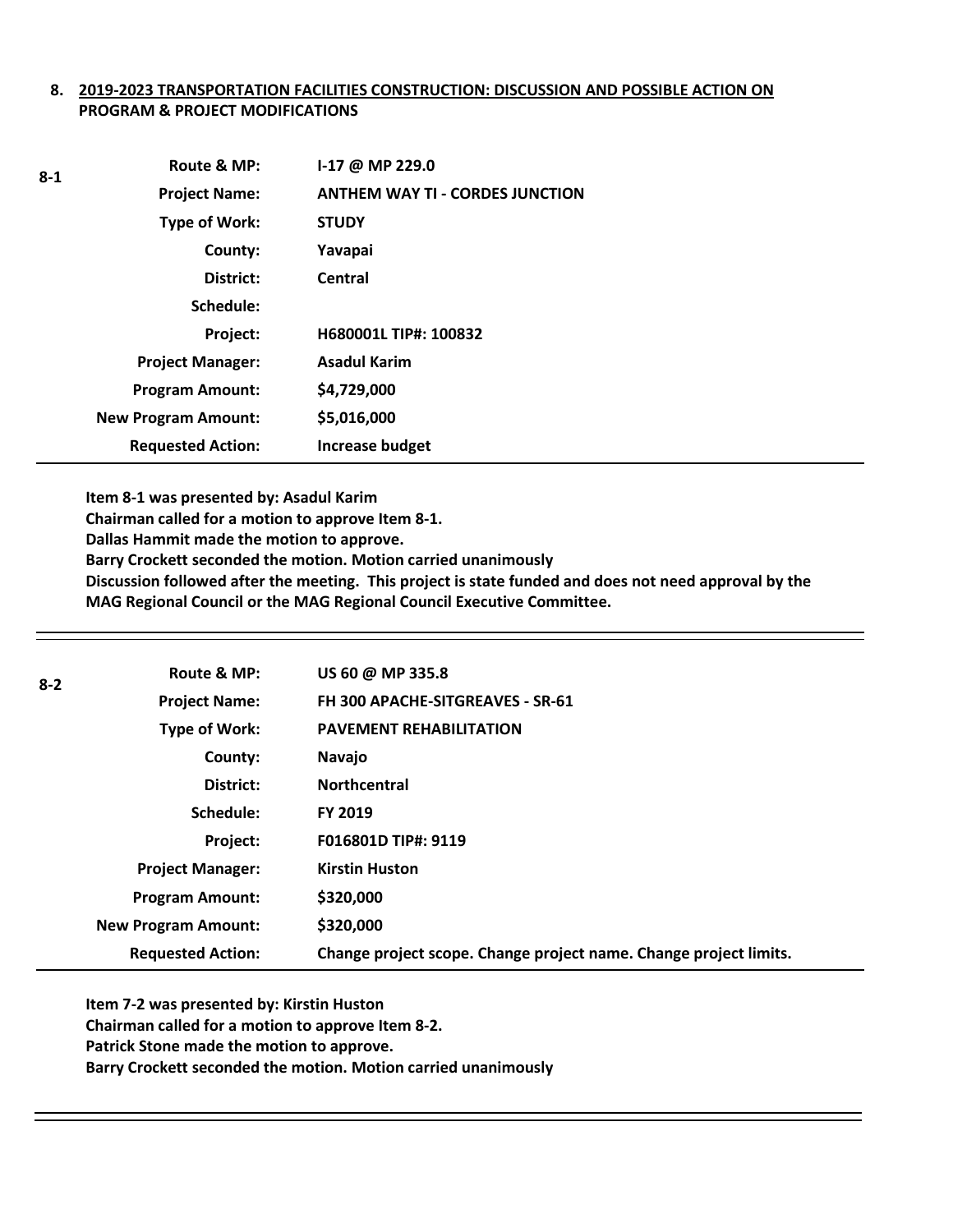## 8. 2019-2023 TRANSPORTATION FACILITIES CONSTRUCTION: DISCUSSION AND POSSIBLE ACTION ON PROGRAM & PROJECT MODIFICATIONS

**8-1**

| | |
|---|---|
| **Route & MP:** | **I-17 @ MP 229.0** |
| **Project Name:** | **ANTHEM WAY TI - CORDES JUNCTION** |
| **Type of Work:** | **STUDY** |
| **County:** | **Yavapai** |
| **District:** | **Central** |
| **Schedule:** | |
| **Project:** | **H680001L TIP#: 100832** |
| **Project Manager:** | **Asadul Karim** |
| **Program Amount:** | **$4,729,000** |
| **New Program Amount:** | **$5,016,000** |
| **Requested Action:** | **Increase budget** |

**Item 8-1 was presented by: Asadul Karim**
**Chairman called for a motion to approve Item 8-1.**
**Dallas Hammit made the motion to approve.**
**Barry Crockett seconded the motion. Motion carried unanimously**
**Discussion followed after the meeting. This project is state funded and does not need approval by the MAG Regional Council or the MAG Regional Council Executive Committee.**

---

**8-2**

| | |
|---|---|
| **Route & MP:** | **US 60 @ MP 335.8** |
| **Project Name:** | **FH 300 APACHE-SITGREAVES - SR-61** |
| **Type of Work:** | **PAVEMENT REHABILITATION** |
| **County:** | **Navajo** |
| **District:** | **Northcentral** |
| **Schedule:** | **FY 2019** |
| **Project:** | **F016801D TIP#: 9119** |
| **Project Manager:** | **Kirstin Huston** |
| **Program Amount:** | **$320,000** |
| **New Program Amount:** | **$320,000** |
| **Requested Action:** | **Change project scope. Change project name. Change project limits.** |

**Item 7-2 was presented by: Kirstin Huston**
**Chairman called for a motion to approve Item 8-2.**
**Patrick Stone made the motion to approve.**
**Barry Crockett seconded the motion. Motion carried unanimously**

---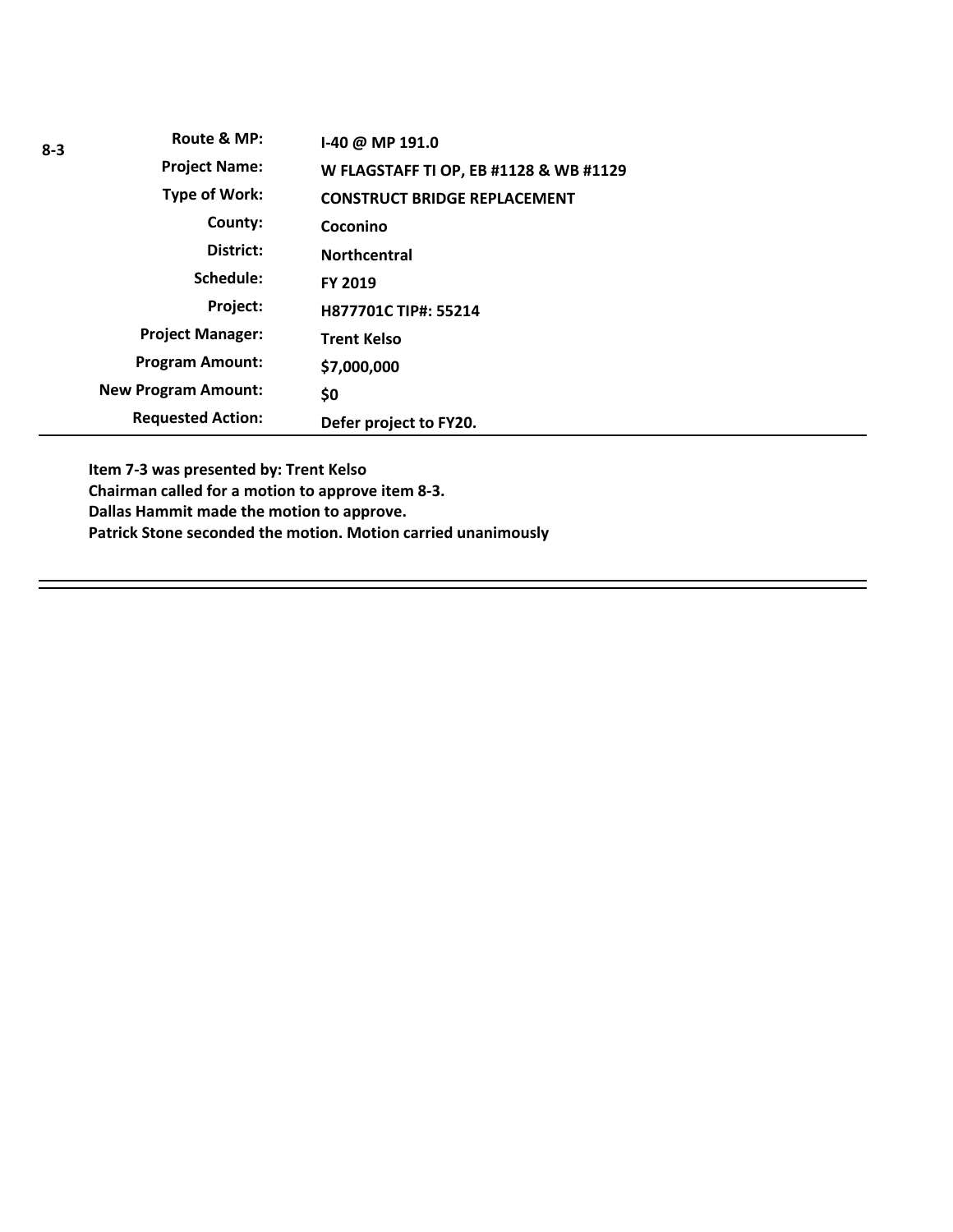**8-3**

| | |
|---|---|
| **Route & MP:** | **I-40 @ MP 191.0** |
| **Project Name:** | **W FLAGSTAFF TI OP, EB #1128 & WB #1129** |
| **Type of Work:** | **CONSTRUCT BRIDGE REPLACEMENT** |
| **County:** | **Coconino** |
| **District:** | **Northcentral** |
| **Schedule:** | **FY 2019** |
| **Project:** | **H877701C TIP#: 55214** |
| **Project Manager:** | **Trent Kelso** |
| **Program Amount:** | **$7,000,000** |
| **New Program Amount:** | **$0** |
| **Requested Action:** | **Defer project to FY20.** |

**Item 7-3 was presented by: Trent Kelso**
**Chairman called for a motion to approve item 8-3.**
**Dallas Hammit made the motion to approve.**
**Patrick Stone seconded the motion. Motion carried unanimously**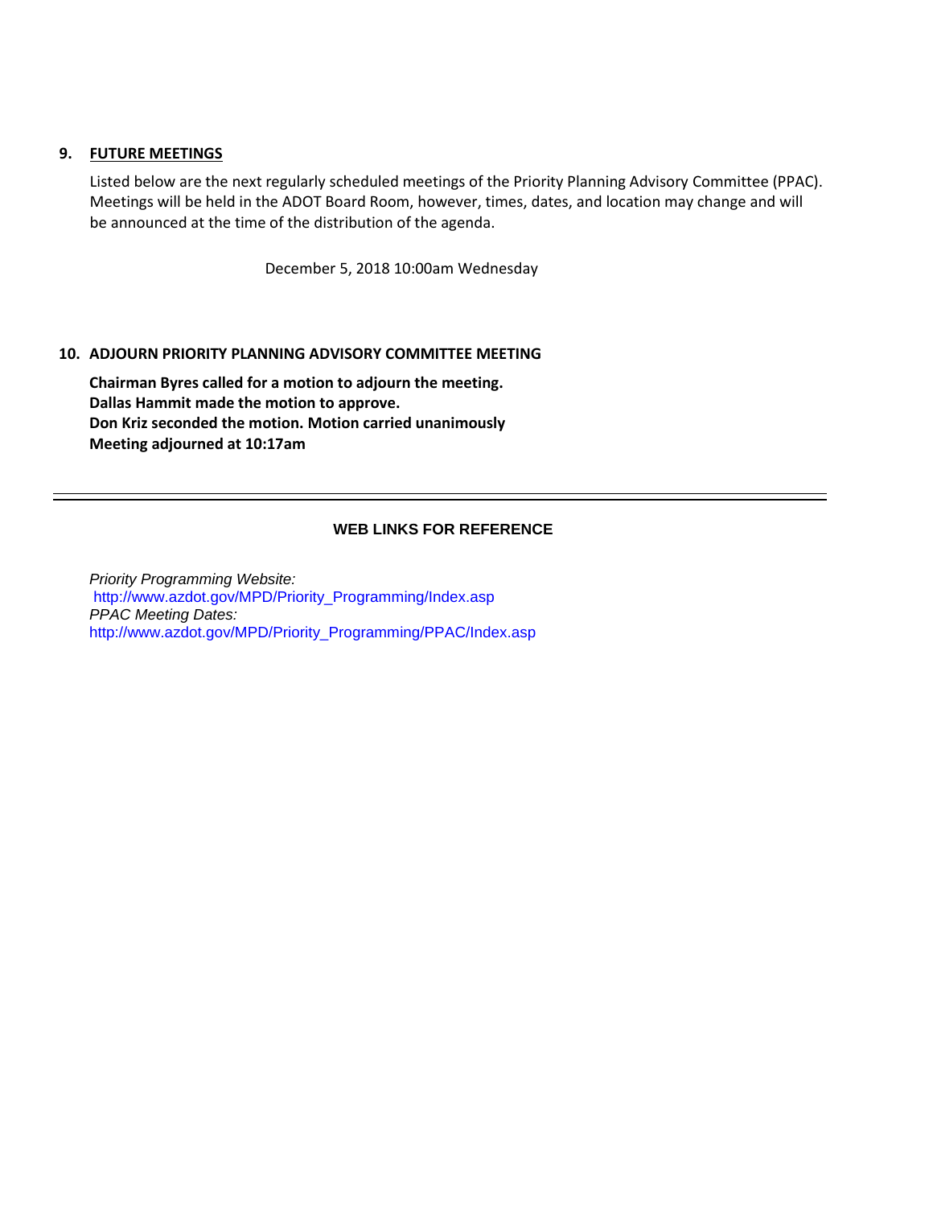## 9. FUTURE MEETINGS

Listed below are the next regularly scheduled meetings of the Priority Planning Advisory Committee (PPAC). Meetings will be held in the ADOT Board Room, however, times, dates, and location may change and will be announced at the time of the distribution of the agenda.

December 5, 2018 10:00am Wednesday

## 10. ADJOURN PRIORITY PLANNING ADVISORY COMMITTEE MEETING

**Chairman Byres called for a motion to adjourn the meeting.**
**Dallas Hammit made the motion to approve.**
**Don Kriz seconded the motion. Motion carried unanimously**
**Meeting adjourned at 10:17am**

---

**WEB LINKS FOR REFERENCE**

*Priority Programming Website:*
http://www.azdot.gov/MPD/Priority_Programming/Index.asp
*PPAC Meeting Dates:*
http://www.azdot.gov/MPD/Priority_Programming/PPAC/Index.asp